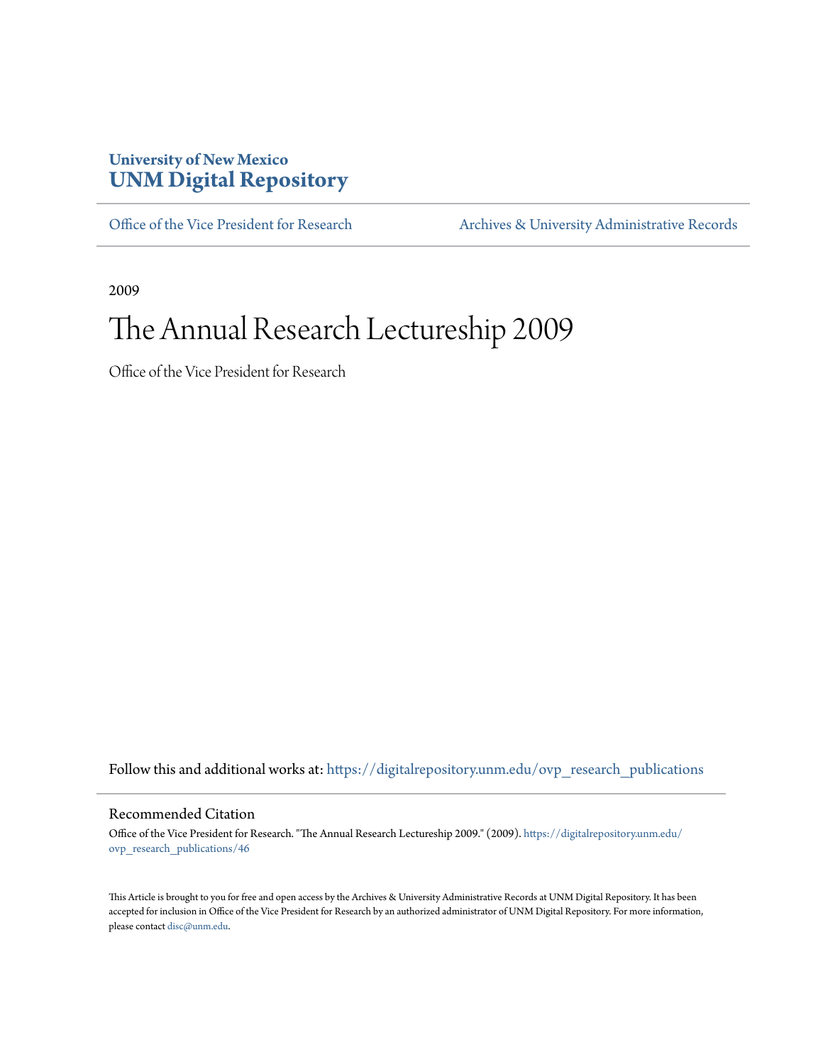University of New Mexico
**UNM Digital Repository**

Office of the Vice President for Research | Archives & University Administrative Records

2009

# The Annual Research Lectureship 2009

Office of the Vice President for Research

Follow this and additional works at: https://digitalrepository.unm.edu/ovp_research_publications

## Recommended Citation

Office of the Vice President for Research. "The Annual Research Lectureship 2009." (2009). https://digitalrepository.unm.edu/ovp_research_publications/46

This Article is brought to you for free and open access by the Archives & University Administrative Records at UNM Digital Repository. It has been accepted for inclusion in Office of the Vice President for Research by an authorized administrator of UNM Digital Repository. For more information, please contact disc@unm.edu.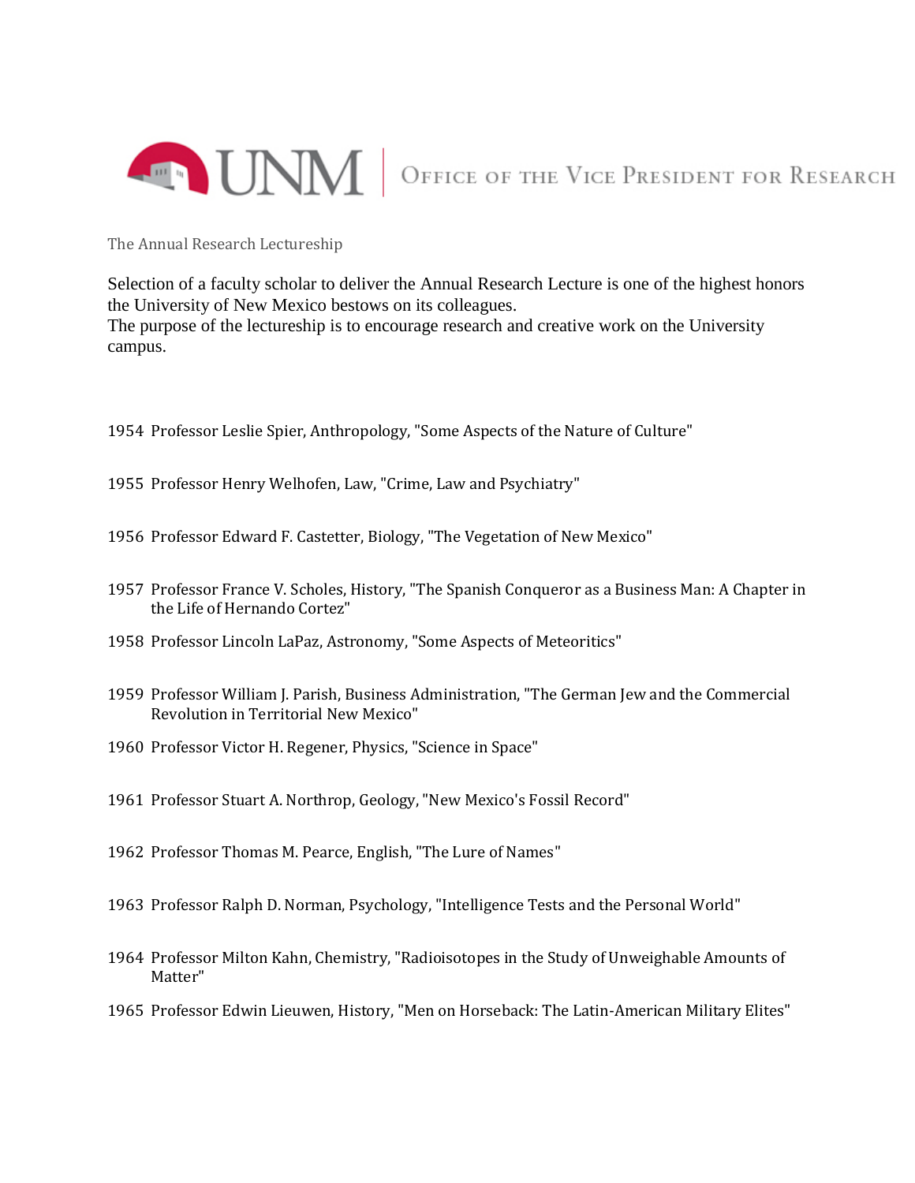The Annual Research Lectureship

Selection of a faculty scholar to deliver the Annual Research Lecture is one of the highest honors the University of New Mexico bestows on its colleagues.
The purpose of the lectureship is to encourage research and creative work on the University campus.

1954 Professor Leslie Spier, Anthropology, "Some Aspects of the Nature of Culture"

1955 Professor Henry Welhofen, Law, "Crime, Law and Psychiatry"

1956 Professor Edward F. Castetter, Biology, "The Vegetation of New Mexico"

1957 Professor France V. Scholes, History, "The Spanish Conqueror as a Business Man: A Chapter in the Life of Hernando Cortez"

1958 Professor Lincoln LaPaz, Astronomy, "Some Aspects of Meteoritics"

1959 Professor William J. Parish, Business Administration, "The German Jew and the Commercial Revolution in Territorial New Mexico"

1960 Professor Victor H. Regener, Physics, "Science in Space"

1961 Professor Stuart A. Northrop, Geology, "New Mexico's Fossil Record"

1962 Professor Thomas M. Pearce, English, "The Lure of Names"

1963 Professor Ralph D. Norman, Psychology, "Intelligence Tests and the Personal World"

1964 Professor Milton Kahn, Chemistry, "Radioisotopes in the Study of Unweighable Amounts of Matter"

1965 Professor Edwin Lieuwen, History, "Men on Horseback: The Latin-American Military Elites"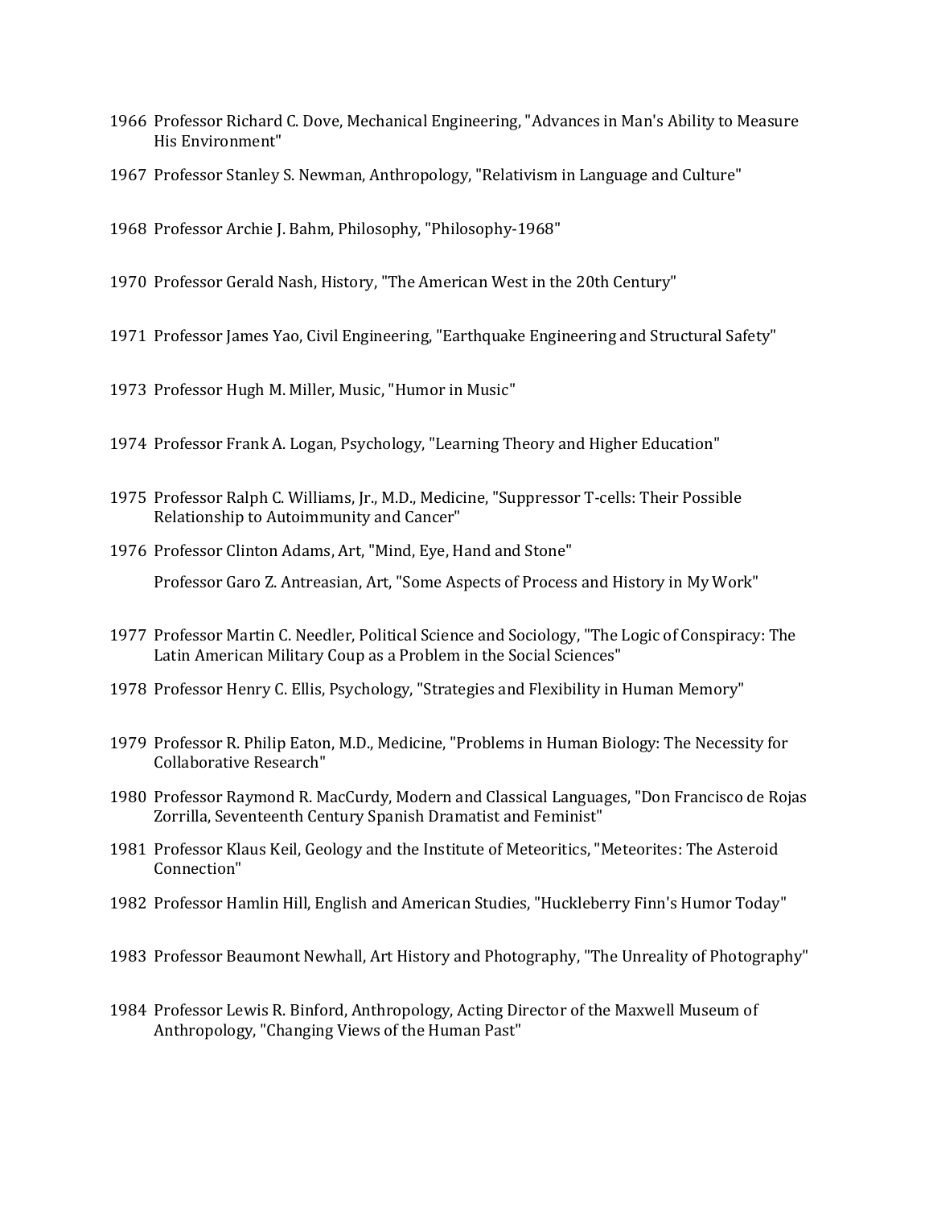1966 Professor Richard C. Dove, Mechanical Engineering, "Advances in Man's Ability to Measure His Environment"

1967 Professor Stanley S. Newman, Anthropology, "Relativism in Language and Culture"

1968 Professor Archie J. Bahm, Philosophy, "Philosophy-1968"

1970 Professor Gerald Nash, History, "The American West in the 20th Century"

1971 Professor James Yao, Civil Engineering, "Earthquake Engineering and Structural Safety"

1973 Professor Hugh M. Miller, Music, "Humor in Music"

1974 Professor Frank A. Logan, Psychology, "Learning Theory and Higher Education"

1975 Professor Ralph C. Williams, Jr., M.D., Medicine, "Suppressor T-cells: Their Possible Relationship to Autoimmunity and Cancer"

1976 Professor Clinton Adams, Art, "Mind, Eye, Hand and Stone"

Professor Garo Z. Antreasian, Art, "Some Aspects of Process and History in My Work"

1977 Professor Martin C. Needler, Political Science and Sociology, "The Logic of Conspiracy: The Latin American Military Coup as a Problem in the Social Sciences"

1978 Professor Henry C. Ellis, Psychology, "Strategies and Flexibility in Human Memory"

1979 Professor R. Philip Eaton, M.D., Medicine, "Problems in Human Biology: The Necessity for Collaborative Research"

1980 Professor Raymond R. MacCurdy, Modern and Classical Languages, "Don Francisco de Rojas Zorrilla, Seventeenth Century Spanish Dramatist and Feminist"

1981 Professor Klaus Keil, Geology and the Institute of Meteoritics, "Meteorites: The Asteroid Connection"

1982 Professor Hamlin Hill, English and American Studies, "Huckleberry Finn's Humor Today"

1983 Professor Beaumont Newhall, Art History and Photography, "The Unreality of Photography"

1984 Professor Lewis R. Binford, Anthropology, Acting Director of the Maxwell Museum of Anthropology, "Changing Views of the Human Past"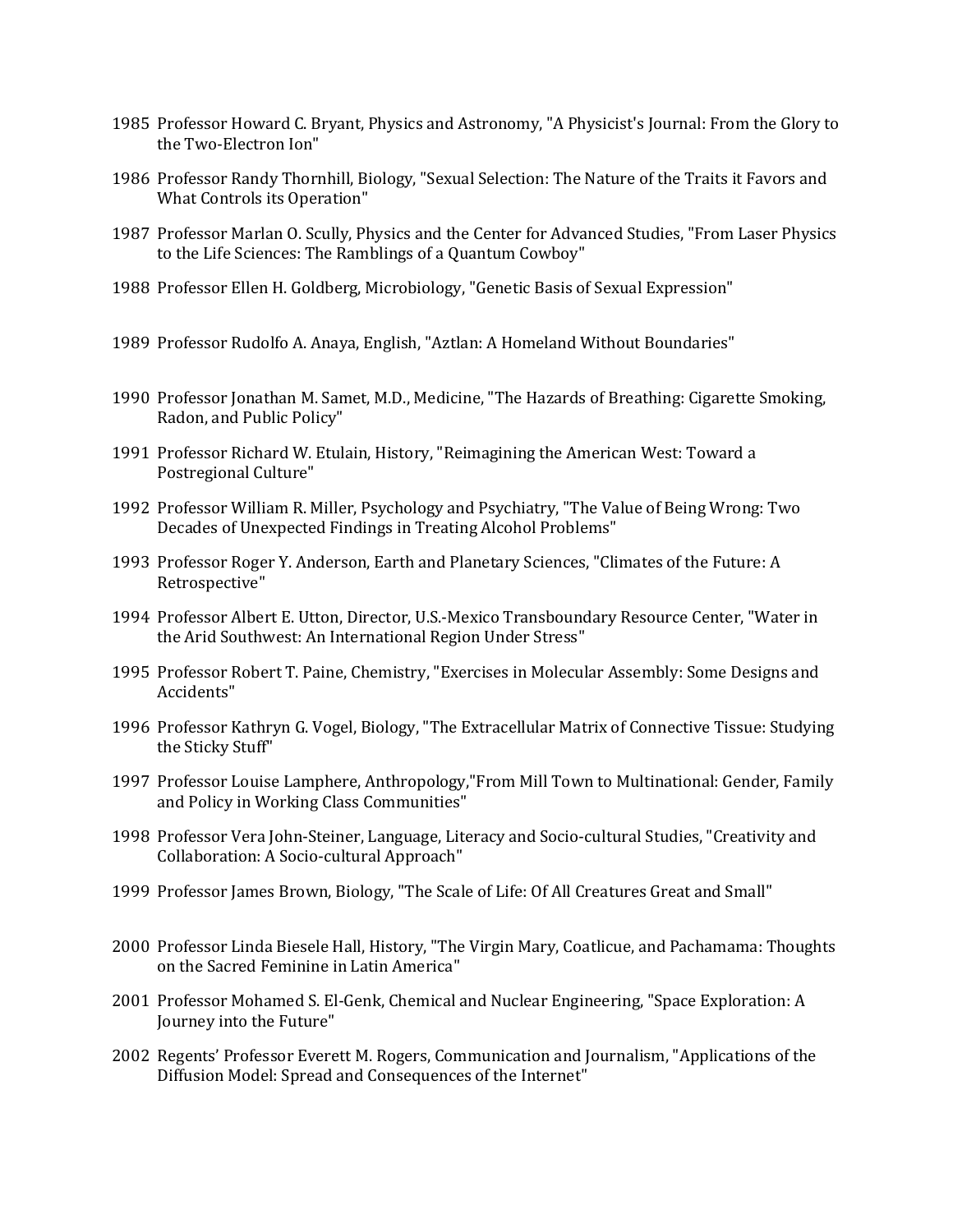1985 Professor Howard C. Bryant, Physics and Astronomy, "A Physicist's Journal: From the Glory to the Two-Electron Ion"

1986 Professor Randy Thornhill, Biology, "Sexual Selection: The Nature of the Traits it Favors and What Controls its Operation"

1987 Professor Marlan O. Scully, Physics and the Center for Advanced Studies, "From Laser Physics to the Life Sciences: The Ramblings of a Quantum Cowboy"

1988 Professor Ellen H. Goldberg, Microbiology, "Genetic Basis of Sexual Expression"

1989 Professor Rudolfo A. Anaya, English, "Aztlan: A Homeland Without Boundaries"

1990 Professor Jonathan M. Samet, M.D., Medicine, "The Hazards of Breathing: Cigarette Smoking, Radon, and Public Policy"

1991 Professor Richard W. Etulain, History, "Reimagining the American West: Toward a Postregional Culture"

1992 Professor William R. Miller, Psychology and Psychiatry, "The Value of Being Wrong: Two Decades of Unexpected Findings in Treating Alcohol Problems"

1993 Professor Roger Y. Anderson, Earth and Planetary Sciences, "Climates of the Future: A Retrospective"

1994 Professor Albert E. Utton, Director, U.S.-Mexico Transboundary Resource Center, "Water in the Arid Southwest: An International Region Under Stress"

1995 Professor Robert T. Paine, Chemistry, "Exercises in Molecular Assembly: Some Designs and Accidents"

1996 Professor Kathryn G. Vogel, Biology, "The Extracellular Matrix of Connective Tissue: Studying the Sticky Stuff"

1997 Professor Louise Lamphere, Anthropology,"From Mill Town to Multinational: Gender, Family and Policy in Working Class Communities"

1998 Professor Vera John-Steiner, Language, Literacy and Socio-cultural Studies, "Creativity and Collaboration: A Socio-cultural Approach"

1999 Professor James Brown, Biology, "The Scale of Life: Of All Creatures Great and Small"

2000 Professor Linda Biesele Hall, History, "The Virgin Mary, Coatlicue, and Pachamama: Thoughts on the Sacred Feminine in Latin America"

2001 Professor Mohamed S. El-Genk, Chemical and Nuclear Engineering, "Space Exploration: A Journey into the Future"

2002 Regents' Professor Everett M. Rogers, Communication and Journalism, "Applications of the Diffusion Model: Spread and Consequences of the Internet"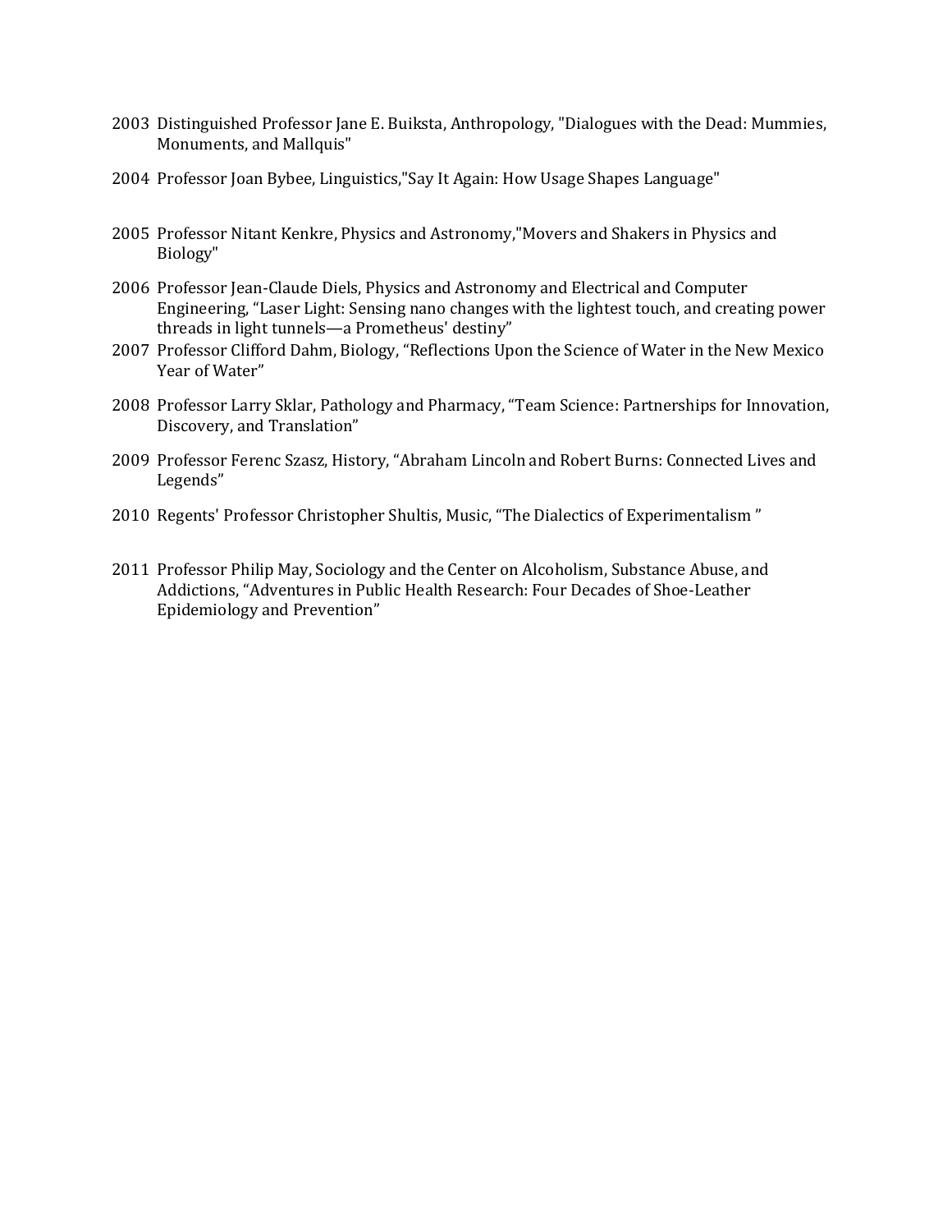2003 Distinguished Professor Jane E. Buiksta, Anthropology, "Dialogues with the Dead: Mummies, Monuments, and Mallquis"

2004 Professor Joan Bybee, Linguistics,"Say It Again: How Usage Shapes Language"

2005 Professor Nitant Kenkre, Physics and Astronomy,"Movers and Shakers in Physics and Biology"

2006 Professor Jean-Claude Diels, Physics and Astronomy and Electrical and Computer Engineering, “Laser Light: Sensing nano changes with the lightest touch, and creating power threads in light tunnels—a Prometheus' destiny”

2007 Professor Clifford Dahm, Biology, “Reflections Upon the Science of Water in the New Mexico Year of Water”

2008 Professor Larry Sklar, Pathology and Pharmacy, “Team Science: Partnerships for Innovation, Discovery, and Translation”

2009 Professor Ferenc Szasz, History, “Abraham Lincoln and Robert Burns: Connected Lives and Legends”

2010 Regents' Professor Christopher Shultis, Music, “The Dialectics of Experimentalism ”

2011 Professor Philip May, Sociology and the Center on Alcoholism, Substance Abuse, and Addictions, “Adventures in Public Health Research: Four Decades of Shoe-Leather Epidemiology and Prevention”